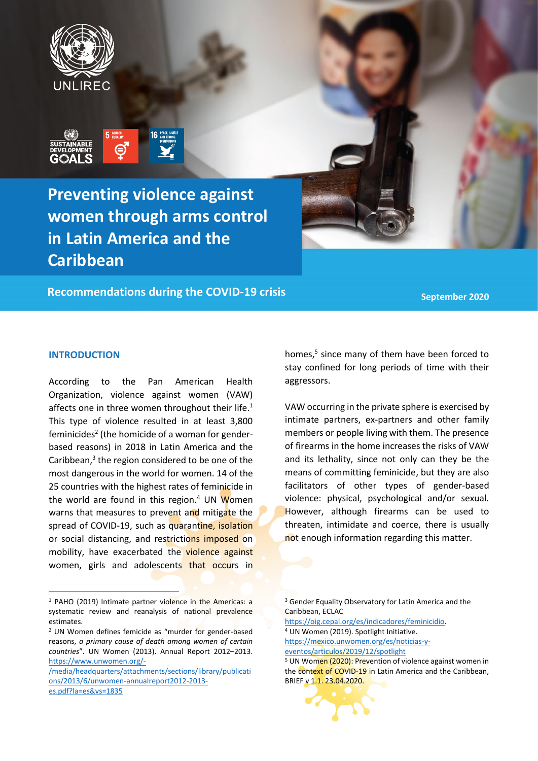UNLIREC

SUSTAINABLE DEVELOPMENT GOALS

5 GENDER EQUALITY

16 PEACE, JUSTICE AND STRONG INSTITUTIONS

# Preventing violence against women through arms control in Latin America and the Caribbean

## Recommendations during the COVID-19 crisis

September 2020

## INTRODUCTION

According to the Pan American Health Organization, violence against women (VAW) affects one in three women throughout their life.[1] This type of violence resulted in at least 3,800 feminicides[2] (the homicide of a woman for gender-based reasons) in 2018 in Latin America and the Caribbean,[3] the region considered to be one of the most dangerous in the world for women. 14 of the 25 countries with the highest rates of feminicide in the world are found in this region.[4] UN Women warns that measures to prevent and mitigate the spread of COVID-19, such as quarantine, isolation or social distancing, and restrictions imposed on mobility, have exacerbated the violence against women, girls and adolescents that occurs in homes,[5] since many of them have been forced to stay confined for long periods of time with their aggressors.

VAW occurring in the private sphere is exercised by intimate partners, ex-partners and other family members or people living with them. The presence of firearms in the home increases the risks of VAW and its lethality, since not only can they be the means of committing feminicide, but they are also facilitators of other types of gender-based violence: physical, psychological and/or sexual. However, although firearms can be used to threaten, intimidate and coerce, there is usually not enough information regarding this matter.

---

[1] PAHO (2019) Intimate partner violence in the Americas: a systematic review and reanalysis of national prevalence estimates.

[2] UN Women defines femicide as "murder for gender-based reasons, *a primary cause of death among women of certain countries*". UN Women (2013). Annual Report 2012–2013. https://www.unwomen.org/-/media/headquarters/attachments/sections/library/publications/2013/6/unwomen-annualreport2012-2013-es.pdf?la=es&vs=1835

[3] Gender Equality Observatory for Latin America and the Caribbean, ECLAC https://oig.cepal.org/es/indicadores/feminicidio.

[4] UN Women (2019). Spotlight Initiative. https://mexico.unwomen.org/es/noticias-y-eventos/articulos/2019/12/spotlight

[5] UN Women (2020): Prevention of violence against women in the context of COVID-19 in Latin America and the Caribbean, BRIEF v 1.1. 23.04.2020.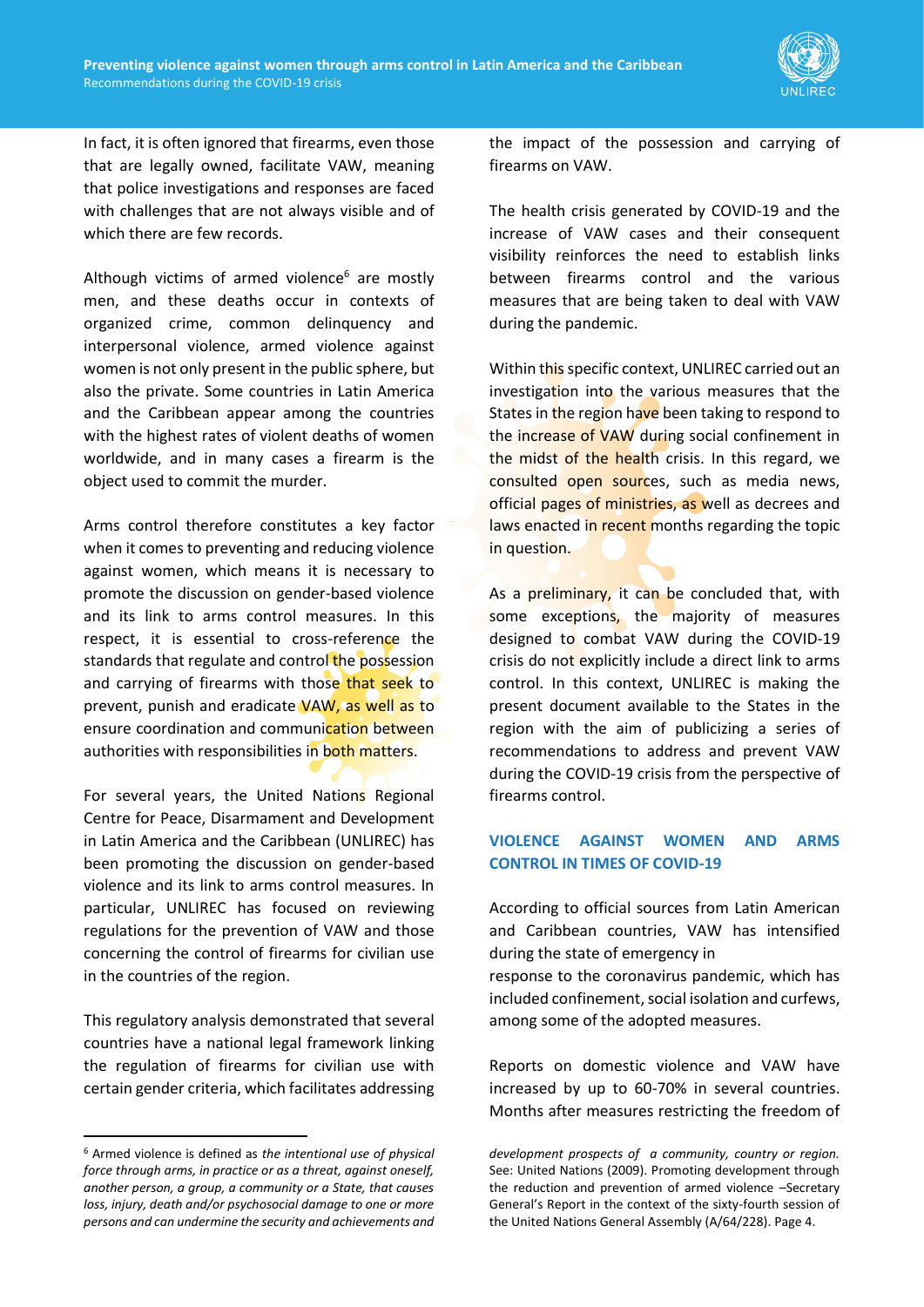In fact, it is often ignored that firearms, even those that are legally owned, facilitate VAW, meaning that police investigations and responses are faced with challenges that are not always visible and of which there are few records.

Although victims of armed violence[6] are mostly men, and these deaths occur in contexts of organized crime, common delinquency and interpersonal violence, armed violence against women is not only present in the public sphere, but also the private. Some countries in Latin America and the Caribbean appear among the countries with the highest rates of violent deaths of women worldwide, and in many cases a firearm is the object used to commit the murder.

Arms control therefore constitutes a key factor when it comes to preventing and reducing violence against women, which means it is necessary to promote the discussion on gender-based violence and its link to arms control measures. In this respect, it is essential to cross-reference the standards that regulate and control the possession and carrying of firearms with those that seek to prevent, punish and eradicate VAW, as well as to ensure coordination and communication between authorities with responsibilities in both matters.

For several years, the United Nations Regional Centre for Peace, Disarmament and Development in Latin America and the Caribbean (UNLIREC) has been promoting the discussion on gender-based violence and its link to arms control measures. In particular, UNLIREC has focused on reviewing regulations for the prevention of VAW and those concerning the control of firearms for civilian use in the countries of the region.

This regulatory analysis demonstrated that several countries have a national legal framework linking the regulation of firearms for civilian use with certain gender criteria, which facilitates addressing the impact of the possession and carrying of firearms on VAW.

The health crisis generated by COVID-19 and the increase of VAW cases and their consequent visibility reinforces the need to establish links between firearms control and the various measures that are being taken to deal with VAW during the pandemic.

Within this specific context, UNLIREC carried out an investigation into the various measures that the States in the region have been taking to respond to the increase of VAW during social confinement in the midst of the health crisis. In this regard, we consulted open sources, such as media news, official pages of ministries, as well as decrees and laws enacted in recent months regarding the topic in question.

As a preliminary, it can be concluded that, with some exceptions, the majority of measures designed to combat VAW during the COVID-19 crisis do not explicitly include a direct link to arms control. In this context, UNLIREC is making the present document available to the States in the region with the aim of publicizing a series of recommendations to address and prevent VAW during the COVID-19 crisis from the perspective of firearms control.

## VIOLENCE AGAINST WOMEN AND ARMS CONTROL IN TIMES OF COVID-19

According to official sources from Latin American and Caribbean countries, VAW has intensified during the state of emergency in response to the coronavirus pandemic, which has included confinement, social isolation and curfews, among some of the adopted measures.

Reports on domestic violence and VAW have increased by up to 60-70% in several countries. Months after measures restricting the freedom of

---

[6] Armed violence is defined as *the intentional use of physical force through arms, in practice or as a threat, against oneself, another person, a group, a community or a State, that causes loss, injury, death and/or psychosocial damage to one or more persons and can undermine the security and achievements and development prospects of a community, country or region.* See: United Nations (2009). Promoting development through the reduction and prevention of armed violence –Secretary General's Report in the context of the sixty-fourth session of the United Nations General Assembly (A/64/228). Page 4.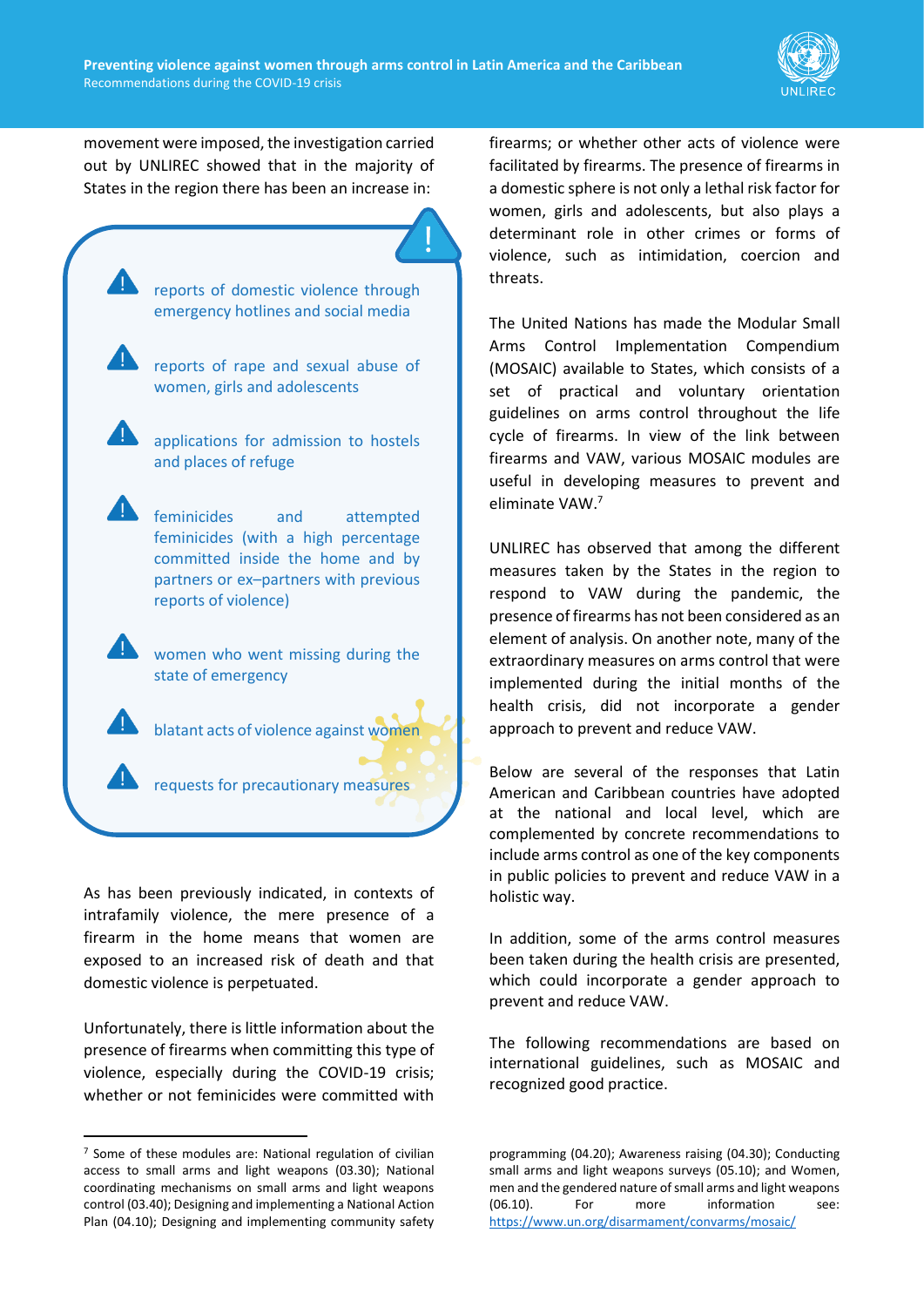movement were imposed, the investigation carried out by UNLIREC showed that in the majority of States in the region there has been an increase in:

- reports of domestic violence through emergency hotlines and social media
- reports of rape and sexual abuse of women, girls and adolescents
- applications for admission to hostels and places of refuge
- feminicides and attempted feminicides (with a high percentage committed inside the home and by partners or ex–partners with previous reports of violence)
- women who went missing during the state of emergency
- blatant acts of violence against women
- requests for precautionary measures

As has been previously indicated, in contexts of intrafamily violence, the mere presence of a firearm in the home means that women are exposed to an increased risk of death and that domestic violence is perpetuated.

Unfortunately, there is little information about the presence of firearms when committing this type of violence, especially during the COVID-19 crisis; whether or not feminicides were committed with firearms; or whether other acts of violence were facilitated by firearms. The presence of firearms in a domestic sphere is not only a lethal risk factor for women, girls and adolescents, but also plays a determinant role in other crimes or forms of violence, such as intimidation, coercion and threats.

The United Nations has made the Modular Small Arms Control Implementation Compendium (MOSAIC) available to States, which consists of a set of practical and voluntary orientation guidelines on arms control throughout the life cycle of firearms. In view of the link between firearms and VAW, various MOSAIC modules are useful in developing measures to prevent and eliminate VAW.[7]

UNLIREC has observed that among the different measures taken by the States in the region to respond to VAW during the pandemic, the presence of firearms has not been considered as an element of analysis. On another note, many of the extraordinary measures on arms control that were implemented during the initial months of the health crisis, did not incorporate a gender approach to prevent and reduce VAW.

Below are several of the responses that Latin American and Caribbean countries have adopted at the national and local level, which are complemented by concrete recommendations to include arms control as one of the key components in public policies to prevent and reduce VAW in a holistic way.

In addition, some of the arms control measures been taken during the health crisis are presented, which could incorporate a gender approach to prevent and reduce VAW.

The following recommendations are based on international guidelines, such as MOSAIC and recognized good practice.

---

[7] Some of these modules are: National regulation of civilian access to small arms and light weapons (03.30); National coordinating mechanisms on small arms and light weapons control (03.40); Designing and implementing a National Action Plan (04.10); Designing and implementing community safety programming (04.20); Awareness raising (04.30); Conducting small arms and light weapons surveys (05.10); and Women, men and the gendered nature of small arms and light weapons (06.10). For more information see: https://www.un.org/disarmament/convarms/mosaic/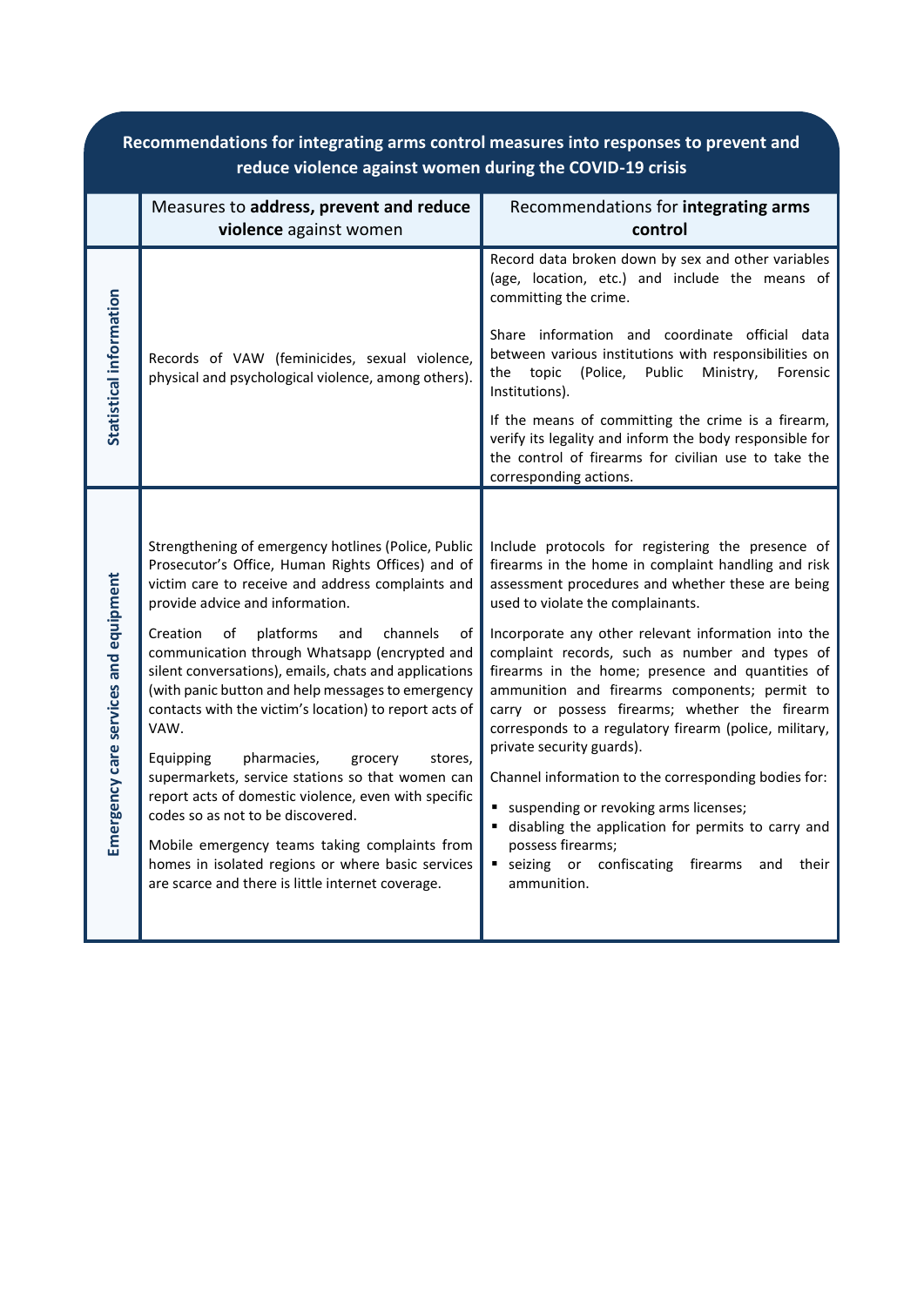| Recommendations for integrating arms control measures into responses to prevent and reduce violence against women during the COVID-19 crisis | | |
|---|---|---|
| | Measures to **address, prevent and reduce violence** against women | Recommendations for **integrating arms control** |
| **Statistical information** | Records of VAW (feminicides, sexual violence, physical and psychological violence, among others). | Record data broken down by sex and other variables (age, location, etc.) and include the means of committing the crime.<br><br>Share information and coordinate official data between various institutions with responsibilities on the topic (Police, Public Ministry, Forensic Institutions).<br><br>If the means of committing the crime is a firearm, verify its legality and inform the body responsible for the control of firearms for civilian use to take the corresponding actions. |
| **Emergency care services and equipment** | Strengthening of emergency hotlines (Police, Public Prosecutor's Office, Human Rights Offices) and of victim care to receive and address complaints and provide advice and information.<br><br>Creation of platforms and channels of communication through Whatsapp (encrypted and silent conversations), emails, chats and applications (with panic button and help messages to emergency contacts with the victim's location) to report acts of VAW.<br><br>Equipping pharmacies, grocery stores, supermarkets, service stations so that women can report acts of domestic violence, even with specific codes so as not to be discovered.<br><br>Mobile emergency teams taking complaints from homes in isolated regions or where basic services are scarce and there is little internet coverage. | Include protocols for registering the presence of firearms in the home in complaint handling and risk assessment procedures and whether these are being used to violate the complainants.<br><br>Incorporate any other relevant information into the complaint records, such as number and types of firearms in the home; presence and quantities of ammunition and firearms components; permit to carry or possess firearms; whether the firearm corresponds to a regulatory firearm (police, military, private security guards).<br><br>Channel information to the corresponding bodies for:<br>▪ suspending or revoking arms licenses;<br>▪ disabling the application for permits to carry and possess firearms;<br>▪ seizing or confiscating firearms and their ammunition. |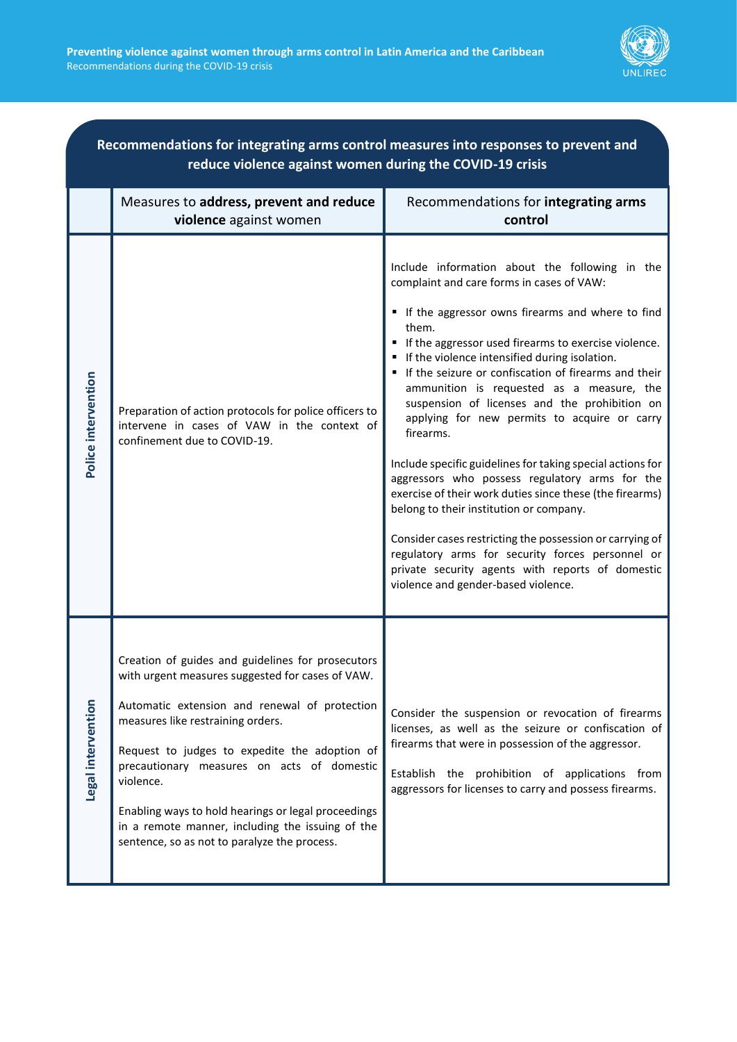## Recommendations for integrating arms control measures into responses to prevent and reduce violence against women during the COVID-19 crisis

| | Measures to **address, prevent and reduce violence** against women | Recommendations for **integrating arms control** |
|---|---|---|
| **Police intervention** | Preparation of action protocols for police officers to intervene in cases of VAW in the context of confinement due to COVID-19. | Include information about the following in the complaint and care forms in cases of VAW:<br><br>▪ If the aggressor owns firearms and where to find them.<br>▪ If the aggressor used firearms to exercise violence.<br>▪ If the violence intensified during isolation.<br>▪ If the seizure or confiscation of firearms and their ammunition is requested as a measure, the suspension of licenses and the prohibition on applying for new permits to acquire or carry firearms.<br><br>Include specific guidelines for taking special actions for aggressors who possess regulatory arms for the exercise of their work duties since these (the firearms) belong to their institution or company.<br><br>Consider cases restricting the possession or carrying of regulatory arms for security forces personnel or private security agents with reports of domestic violence and gender-based violence. |
| **Legal intervention** | Creation of guides and guidelines for prosecutors with urgent measures suggested for cases of VAW.<br><br>Automatic extension and renewal of protection measures like restraining orders.<br><br>Request to judges to expedite the adoption of precautionary measures on acts of domestic violence.<br><br>Enabling ways to hold hearings or legal proceedings in a remote manner, including the issuing of the sentence, so as not to paralyze the process. | Consider the suspension or revocation of firearms licenses, as well as the seizure or confiscation of firearms that were in possession of the aggressor.<br><br>Establish the prohibition of applications from aggressors for licenses to carry and possess firearms. |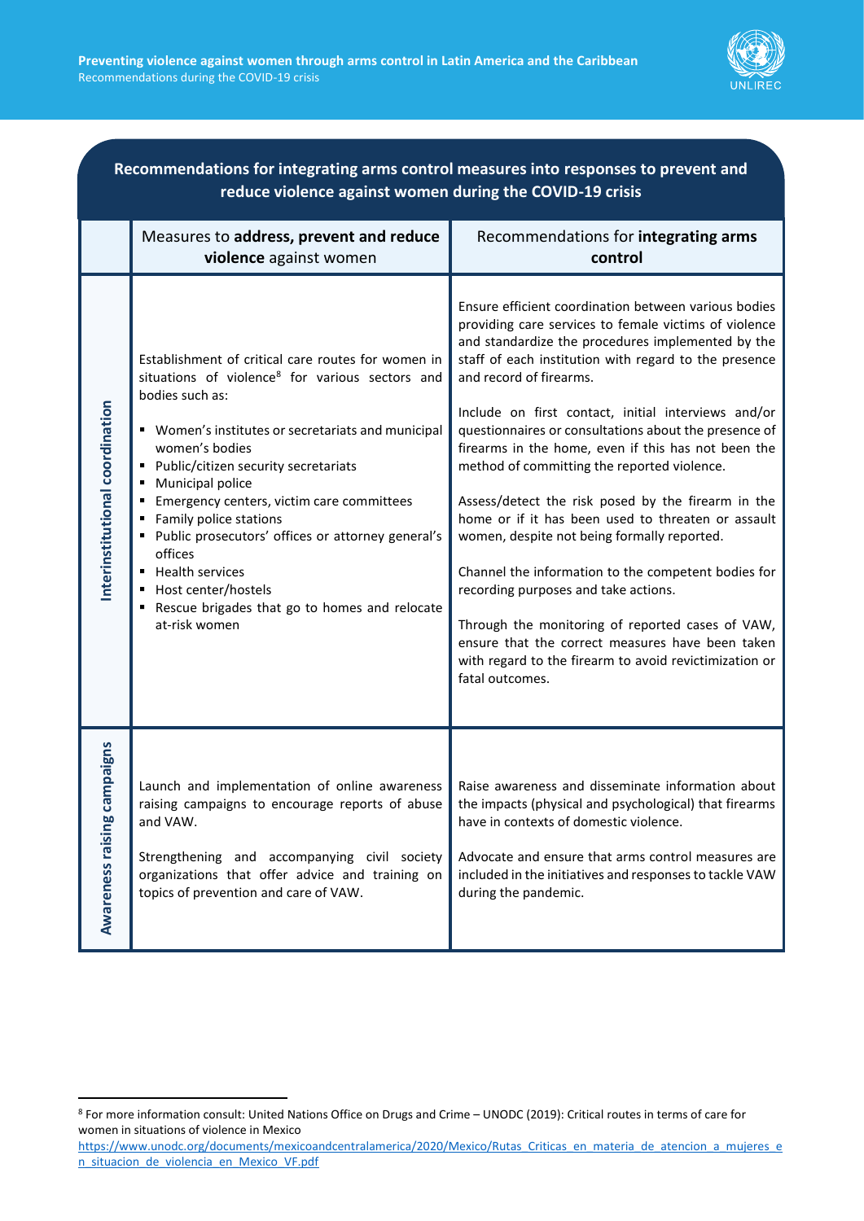## Recommendations for integrating arms control measures into responses to prevent and reduce violence against women during the COVID-19 crisis

| | Measures to **address, prevent and reduce violence** against women | Recommendations for **integrating arms control** |
|---|---|---|
| **Interinstitutional coordination** | Establishment of critical care routes for women in situations of violence[8] for various sectors and bodies such as:<br><br>▪ Women's institutes or secretariats and municipal women's bodies<br>▪ Public/citizen security secretariats<br>▪ Municipal police<br>▪ Emergency centers, victim care committees<br>▪ Family police stations<br>▪ Public prosecutors' offices or attorney general's offices<br>▪ Health services<br>▪ Host center/hostels<br>▪ Rescue brigades that go to homes and relocate at-risk women | Ensure efficient coordination between various bodies providing care services to female victims of violence and standardize the procedures implemented by the staff of each institution with regard to the presence and record of firearms.<br><br>Include on first contact, initial interviews and/or questionnaires or consultations about the presence of firearms in the home, even if this has not been the method of committing the reported violence.<br><br>Assess/detect the risk posed by the firearm in the home or if it has been used to threaten or assault women, despite not being formally reported.<br><br>Channel the information to the competent bodies for recording purposes and take actions.<br><br>Through the monitoring of reported cases of VAW, ensure that the correct measures have been taken with regard to the firearm to avoid revictimization or fatal outcomes. |
| **Awareness raising campaigns** | Launch and implementation of online awareness raising campaigns to encourage reports of abuse and VAW.<br><br>Strengthening and accompanying civil society organizations that offer advice and training on topics of prevention and care of VAW. | Raise awareness and disseminate information about the impacts (physical and psychological) that firearms have in contexts of domestic violence.<br><br>Advocate and ensure that arms control measures are included in the initiatives and responses to tackle VAW during the pandemic. |

[8] For more information consult: United Nations Office on Drugs and Crime – UNODC (2019): Critical routes in terms of care for women in situations of violence in Mexico https://www.unodc.org/documents/mexicoandcentralamerica/2020/Mexico/Rutas_Criticas_en_materia_de_atencion_a_mujeres_en_situacion_de_violencia_en_Mexico_VF.pdf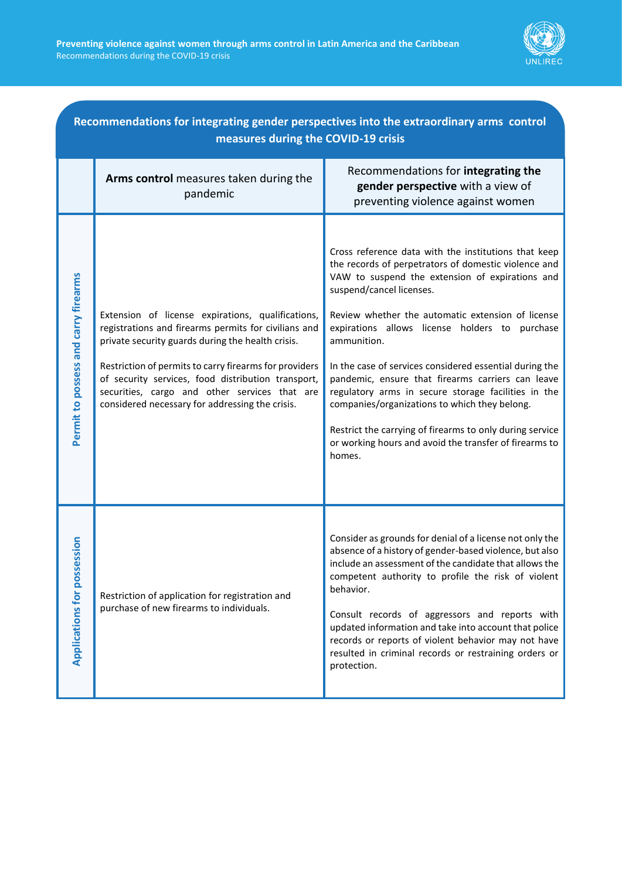## Recommendations for integrating gender perspectives into the extraordinary arms control measures during the COVID-19 crisis

| | **Arms control** measures taken during the pandemic | Recommendations for **integrating the gender perspective** with a view of preventing violence against women |
|---|---|---|
| **Permit to possess and carry firearms** | Extension of license expirations, qualifications, registrations and firearms permits for civilians and private security guards during the health crisis.<br><br>Restriction of permits to carry firearms for providers of security services, food distribution transport, securities, cargo and other services that are considered necessary for addressing the crisis. | Cross reference data with the institutions that keep the records of perpetrators of domestic violence and VAW to suspend the extension of expirations and suspend/cancel licenses.<br><br>Review whether the automatic extension of license expirations allows license holders to purchase ammunition.<br><br>In the case of services considered essential during the pandemic, ensure that firearms carriers can leave regulatory arms in secure storage facilities in the companies/organizations to which they belong.<br><br>Restrict the carrying of firearms to only during service or working hours and avoid the transfer of firearms to homes. |
| **Applications for possession** | Restriction of application for registration and purchase of new firearms to individuals. | Consider as grounds for denial of a license not only the absence of a history of gender-based violence, but also include an assessment of the candidate that allows the competent authority to profile the risk of violent behavior.<br><br>Consult records of aggressors and reports with updated information and take into account that police records or reports of violent behavior may not have resulted in criminal records or restraining orders or protection. |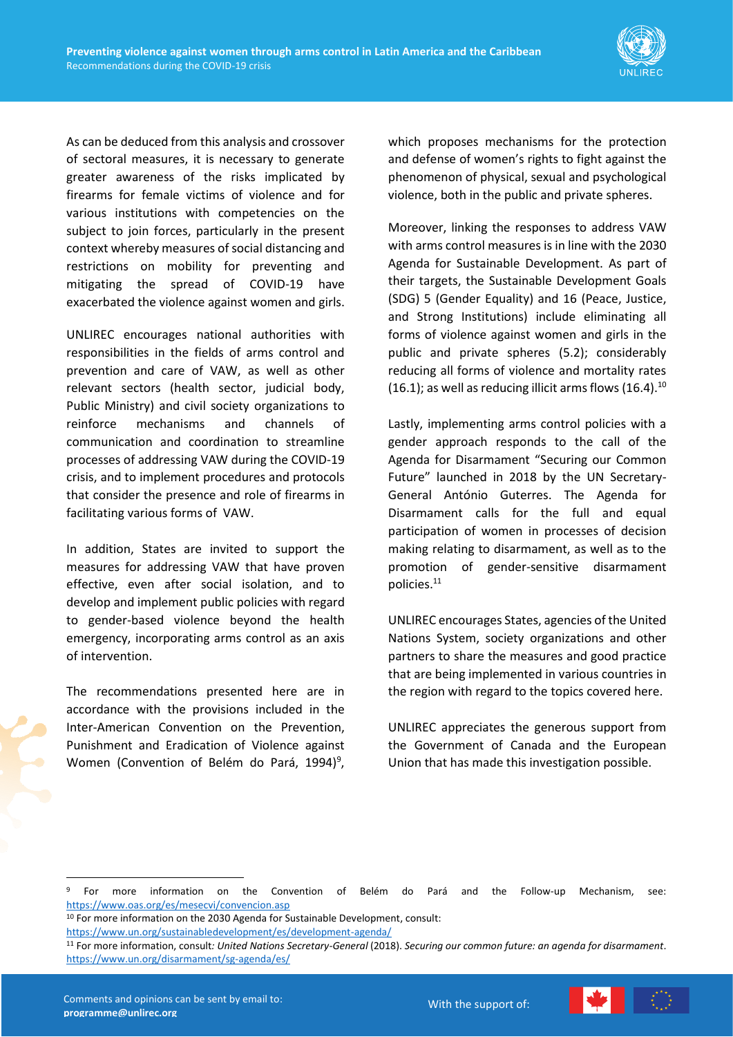As can be deduced from this analysis and crossover of sectoral measures, it is necessary to generate greater awareness of the risks implicated by firearms for female victims of violence and for various institutions with competencies on the subject to join forces, particularly in the present context whereby measures of social distancing and restrictions on mobility for preventing and mitigating the spread of COVID-19 have exacerbated the violence against women and girls.

UNLIREC encourages national authorities with responsibilities in the fields of arms control and prevention and care of VAW, as well as other relevant sectors (health sector, judicial body, Public Ministry) and civil society organizations to reinforce mechanisms and channels of communication and coordination to streamline processes of addressing VAW during the COVID-19 crisis, and to implement procedures and protocols that consider the presence and role of firearms in facilitating various forms of VAW.

In addition, States are invited to support the measures for addressing VAW that have proven effective, even after social isolation, and to develop and implement public policies with regard to gender-based violence beyond the health emergency, incorporating arms control as an axis of intervention.

The recommendations presented here are in accordance with the provisions included in the Inter-American Convention on the Prevention, Punishment and Eradication of Violence against Women (Convention of Belém do Pará, 1994)[9], which proposes mechanisms for the protection and defense of women's rights to fight against the phenomenon of physical, sexual and psychological violence, both in the public and private spheres.

Moreover, linking the responses to address VAW with arms control measures is in line with the 2030 Agenda for Sustainable Development. As part of their targets, the Sustainable Development Goals (SDG) 5 (Gender Equality) and 16 (Peace, Justice, and Strong Institutions) include eliminating all forms of violence against women and girls in the public and private spheres (5.2); considerably reducing all forms of violence and mortality rates (16.1); as well as reducing illicit arms flows (16.4).[10]

Lastly, implementing arms control policies with a gender approach responds to the call of the Agenda for Disarmament "Securing our Common Future" launched in 2018 by the UN Secretary-General António Guterres. The Agenda for Disarmament calls for the full and equal participation of women in processes of decision making relating to disarmament, as well as to the promotion of gender-sensitive disarmament policies.[11]

UNLIREC encourages States, agencies of the United Nations System, society organizations and other partners to share the measures and good practice that are being implemented in various countries in the region with regard to the topics covered here.

UNLIREC appreciates the generous support from the Government of Canada and the European Union that has made this investigation possible.

---

[9] For more information on the Convention of Belém do Pará and the Follow-up Mechanism, see: https://www.oas.org/es/mesecvi/convencion.asp

[10] For more information on the 2030 Agenda for Sustainable Development, consult: https://www.un.org/sustainabledevelopment/es/development-agenda/

[11] For more information, consult: *United Nations Secretary-General* (2018). *Securing our common future: an agenda for disarmament*. https://www.un.org/disarmament/sg-agenda/es/

Comments and opinions can be sent by email to: **programme@unlirec.org**

With the support of: